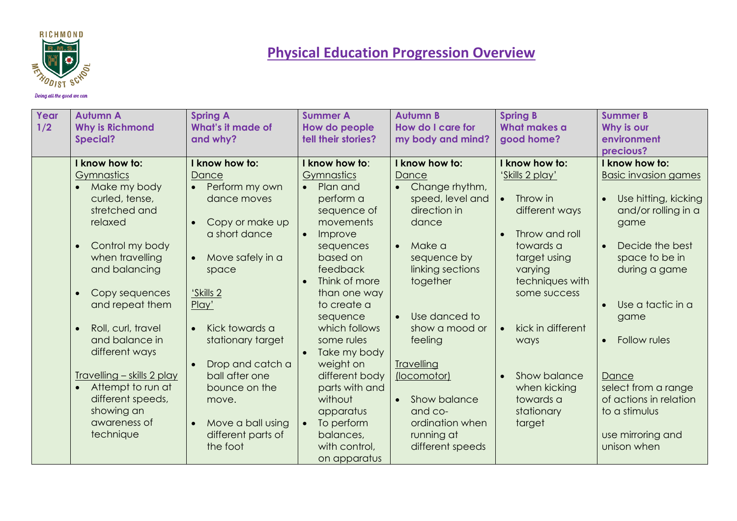# Physical Education Progression Overview

| Year 1/2 | Autumn A<br>Why is Richmond Special? | Spring A<br>What's it made of and why? | Summer A<br>How do people tell their stories? | Autumn B<br>How do I care for my body and mind? | Spring B<br>What makes a good home? | Summer B<br>Why is our environment precious? |
|---|---|---|---|---|---|---|
| | **I know how to:**<br>Gymnastics<br>• Make my body curled, tense, stretched and relaxed<br>• Control my body when travelling and balancing<br>• Copy sequences and repeat them<br>• Roll, curl, travel and balance in different ways<br><br>Travelling – skills 2 play<br>• Attempt to run at different speeds, showing an awareness of technique | **I know how to:**<br>Dance<br>• Perform my own dance moves<br>• Copy or make up a short dance<br>• Move safely in a space<br><br>'Skills 2 Play'<br>• Kick towards a stationary target<br>• Drop and catch a ball after one bounce on the move.<br>• Move a ball using different parts of the foot | **I know how to**:<br>Gymnastics<br>• Plan and perform a sequence of movements<br>• Improve sequences based on feedback<br>• Think of more than one way to create a sequence which follows some rules<br>• Take my body weight on different body parts with and without apparatus<br>• To perform balances, with control, on apparatus | **I know how to:**<br>Dance<br>• Change rhythm, speed, level and direction in dance<br>• Make a sequence by linking sections together<br>• Use danced to show a mood or feeling<br><br>Travelling (locomotor)<br>• Show balance and co-ordination when running at different speeds | **I know how to:**<br>'Skills 2 play'<br>• Throw in different ways<br>• Throw and roll towards a target using varying techniques with some success<br>• kick in different ways<br>• Show balance when kicking towards a stationary target | **I know how to:**<br>Basic invasion games<br>• Use hitting, kicking and/or rolling in a game<br>• Decide the best space to be in during a game<br>• Use a tactic in a game<br>• Follow rules<br><br>Dance<br>select from a range of actions in relation to a stimulus<br><br>use mirroring and unison when |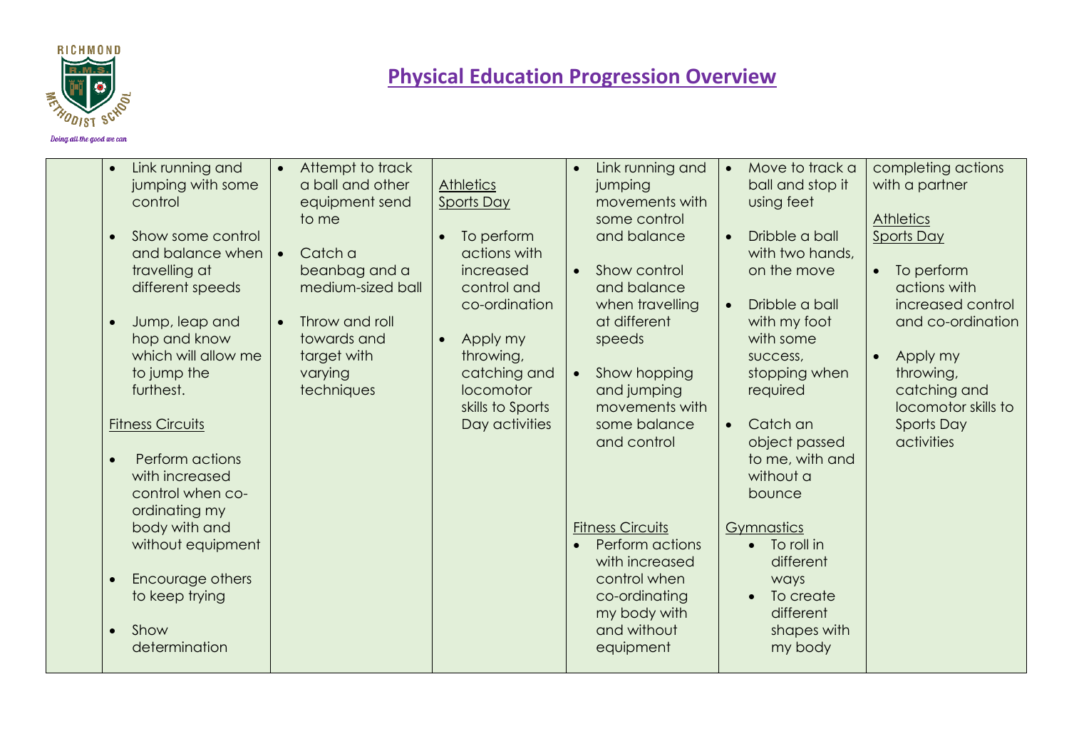# Physical Education Progression Overview

| | | | | | | |
|---|---|---|---|---|---|---|
| | • Link running and jumping with some control<br><br>• Show some control and balance when travelling at different speeds<br><br>• Jump, leap and hop and know which will allow me to jump the furthest.<br><br>Fitness Circuits<br><br>• Perform actions with increased control when co-ordinating my body with and without equipment<br><br>• Encourage others to keep trying<br><br>• Show determination | • Attempt to track a ball and other equipment send to me<br><br>• Catch a beanbag and a medium-sized ball<br><br>• Throw and roll towards and target with varying techniques | Athletics<br>Sports Day<br><br>• To perform actions with increased control and co-ordination<br><br>• Apply my throwing, catching and locomotor skills to Sports Day activities | • Link running and jumping movements with some control and balance<br><br>• Show control and balance when travelling at different speeds<br><br>• Show hopping and jumping movements with some balance and control<br><br>Fitness Circuits<br><br>• Perform actions with increased control when co-ordinating my body with and without equipment | • Move to track a ball and stop it using feet<br><br>• Dribble a ball with two hands, on the move<br><br>• Dribble a ball with my foot with some success, stopping when required<br><br>• Catch an object passed to me, with and without a bounce<br><br>Gymnastics<br><br>• To roll in different ways<br>• To create different shapes with my body | completing actions with a partner<br><br>Athletics<br>Sports Day<br><br>• To perform actions with increased control and co-ordination<br><br>• Apply my throwing, catching and locomotor skills to Sports Day activities |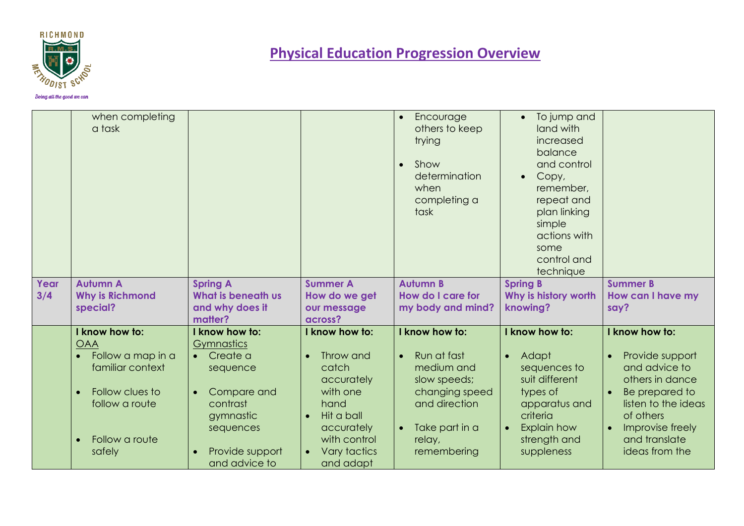# Physical Education Progression Overview

| | | | | | | |
|---|---|---|---|---|---|---|
| | when completing a task | | | • Encourage others to keep trying<br>• Show determination when completing a task | • To jump and land with increased balance and control<br>• Copy, remember, repeat and plan linking simple actions with some control and technique | |
| **Year 3/4** | **Autumn A**<br>**Why is Richmond special?** | **Spring A**<br>**What is beneath us and why does it matter?** | **Summer A**<br>**How do we get our message across?** | **Autumn B**<br>**How do I care for my body and mind?** | **Spring B**<br>**Why is history worth knowing?** | **Summer B**<br>**How can I have my say?** |
| | **I know how to:**<br>OAA<br>• Follow a map in a familiar context<br>• Follow clues to follow a route<br>• Follow a route safely | **I know how to:**<br>Gymnastics<br>• Create a sequence<br>• Compare and contrast gymnastic sequences<br>• Provide support and advice to | **I know how to:**<br>• Throw and catch accurately with one hand<br>• Hit a ball accurately with control<br>• Vary tactics and adapt | **I know how to:**<br>• Run at fast medium and slow speeds; changing speed and direction<br>• Take part in a relay, remembering | **I know how to:**<br>• Adapt sequences to suit different types of apparatus and criteria<br>• Explain how strength and suppleness | **I know how to:**<br>• Provide support and advice to others in dance<br>• Be prepared to listen to the ideas of others<br>• Improvise freely and translate ideas from the |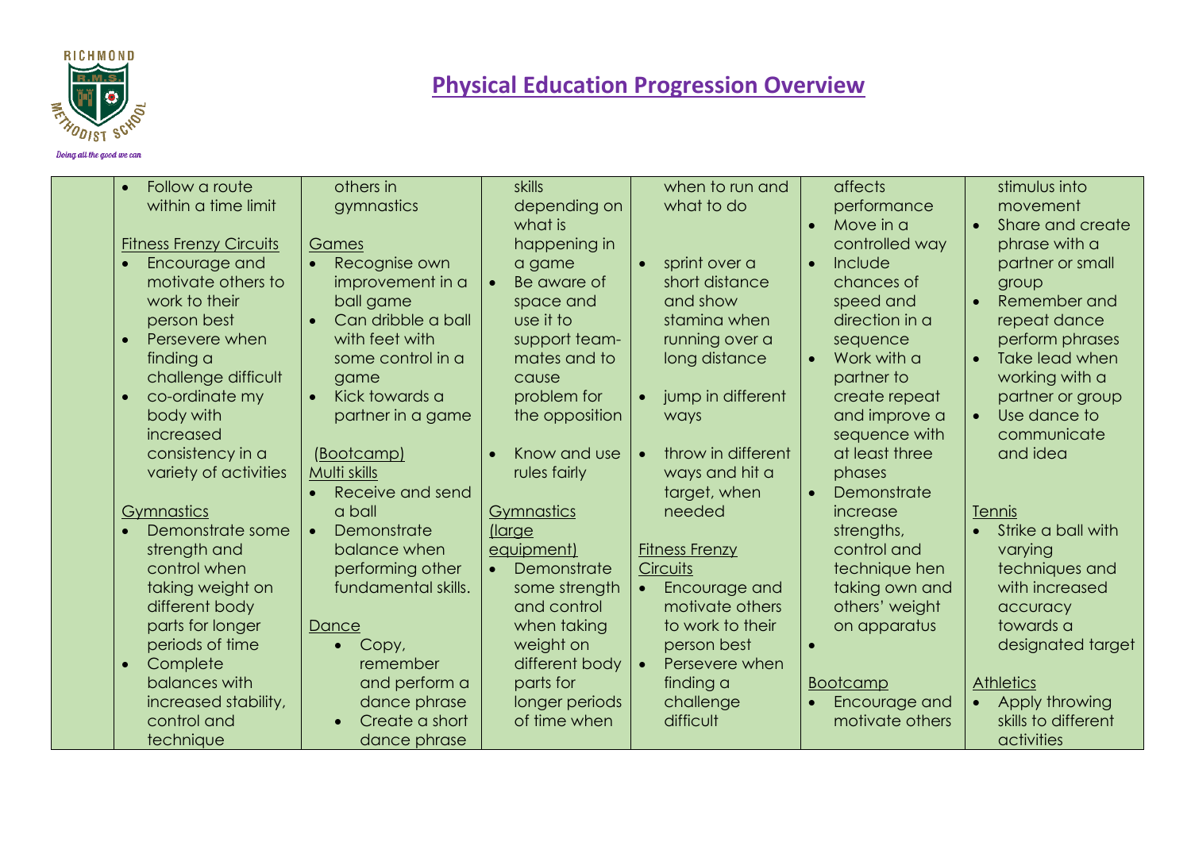## Physical Education Progression Overview

| | | | | | | |
|---|---|---|---|---|---|---|
| | • Follow a route within a time limit<br><br>Fitness Frenzy Circuits<br>• Encourage and motivate others to work to their person best<br>• Persevere when finding a challenge difficult<br>• co-ordinate my body with increased consistency in a variety of activities<br><br>Gymnastics<br>• Demonstrate some strength and control when taking weight on different body parts for longer periods of time<br>• Complete balances with increased stability, control and technique | others in gymnastics<br><br>Games<br>• Recognise own improvement in a ball game<br>• Can dribble a ball with feet with some control in a game<br>• Kick towards a partner in a game<br><br>(Bootcamp)<br>Multi skills<br>• Receive and send a ball<br>• Demonstrate balance when performing other fundamental skills.<br><br>Dance<br>• Copy, remember and perform a dance phrase<br>• Create a short dance phrase | skills depending on what is happening in a game<br>• Be aware of space and use it to support team-mates and to cause problem for the opposition<br>• Know and use rules fairly<br><br>Gymnastics (large equipment)<br>• Demonstrate some strength and control when taking weight on different body parts for longer periods of time when | when to run and what to do<br><br>• sprint over a short distance and show stamina when running over a long distance<br>• jump in different ways<br>• throw in different ways and hit a target, when needed<br><br>Fitness Frenzy Circuits<br>• Encourage and motivate others to work to their person best<br>• Persevere when finding a challenge difficult | affects performance<br>• Move in a controlled way<br>• Include chances of speed and direction in a sequence<br>• Work with a partner to create repeat and improve a sequence with at least three phases<br>• Demonstrate increase strengths, control and technique hen taking own and others' weight on apparatus<br>•<br><br>Bootcamp<br>• Encourage and motivate others | stimulus into movement<br>• Share and create phrase with a partner or small group<br>• Remember and repeat dance perform phrases<br>• Take lead when working with a partner or group<br>• Use dance to communicate and idea<br><br>Tennis<br>• Strike a ball with varying techniques and with increased accuracy towards a designated target<br><br>Athletics<br>• Apply throwing skills to different activities |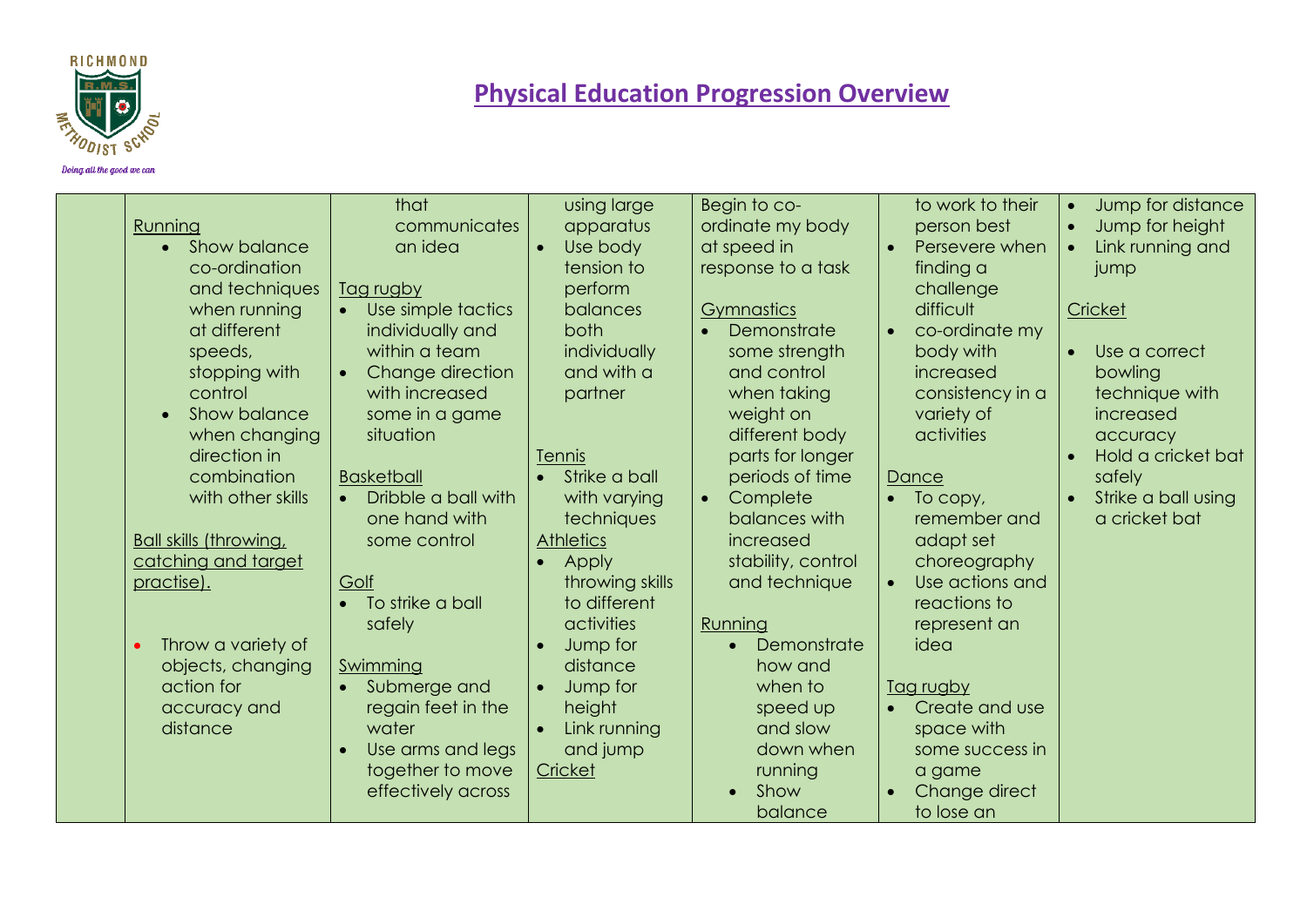# Physical Education Progression Overview

| | | | | | | |
|---|---|---|---|---|---|---|
| | Running<br>• Show balance co-ordination and techniques when running at different speeds, stopping with control<br>• Show balance when changing direction in combination with other skills<br><br>Ball skills (throwing, catching and target practise).<br><br>• Throw a variety of objects, changing action for accuracy and distance | that communicates an idea<br><br>Tag rugby<br>• Use simple tactics individually and within a team<br>• Change direction with increased some in a game situation<br><br>Basketball<br>• Dribble a ball with one hand with some control<br><br>Golf<br>• To strike a ball safely<br><br>Swimming<br>• Submerge and regain feet in the water<br>• Use arms and legs together to move effectively across | using large apparatus<br>• Use body tension to perform balances both individually and with a partner<br><br>Tennis<br>• Strike a ball with varying techniques<br>Athletics<br>• Apply throwing skills to different activities<br>• Jump for distance<br>• Jump for height<br>• Link running and jump<br>Cricket | Begin to co-ordinate my body at speed in response to a task<br><br>Gymnastics<br>• Demonstrate some strength and control when taking weight on different body parts for longer periods of time<br>• Complete balances with increased stability, control and technique<br><br>Running<br>• Demonstrate how and when to speed up and slow down when running<br>• Show balance | to work to their person best<br>• Persevere when finding a challenge difficult<br>• co-ordinate my body with increased consistency in a variety of activities<br><br>Dance<br>• To copy, remember and adapt set choreography<br>• Use actions and reactions to represent an idea<br><br>Tag rugby<br>• Create and use space with some success in a game<br>• Change direct to lose an | • Jump for distance<br>• Jump for height<br>• Link running and jump<br><br>Cricket<br><br>• Use a correct bowling technique with increased accuracy<br>• Hold a cricket bat safely<br>• Strike a ball using a cricket bat |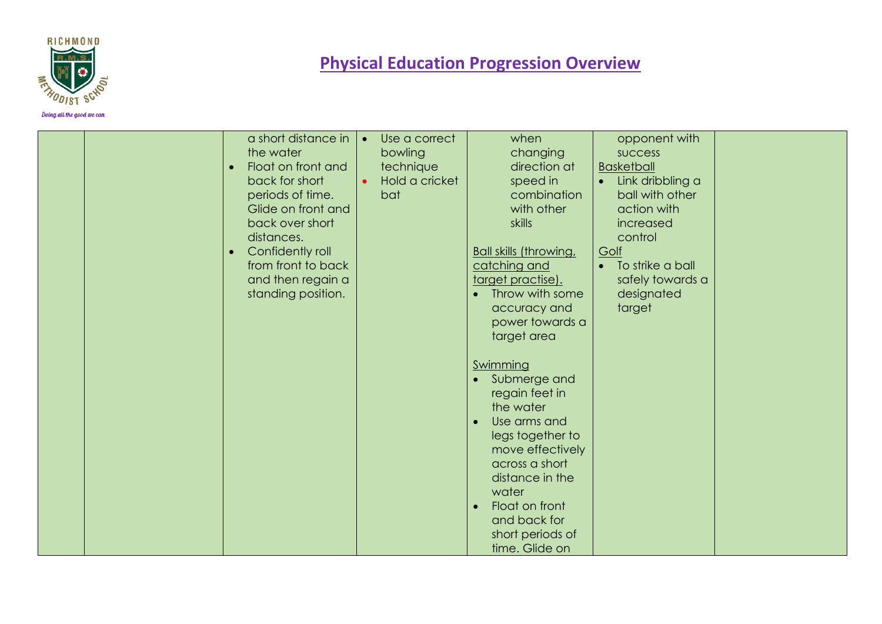# Physical Education Progression Overview

| | | | | | | |
|---|---|---|---|---|---|---|
| | | a short distance in the water<br>• Float on front and back for short periods of time. Glide on front and back over short distances.<br>• Confidently roll from front to back and then regain a standing position. | • Use a correct bowling technique<br>• Hold a cricket bat | when changing direction at speed in combination with other skills<br><br>Ball skills (throwing, catching and target practise).<br>• Throw with some accuracy and power towards a target area<br><br>Swimming<br>• Submerge and regain feet in the water<br>• Use arms and legs together to move effectively across a short distance in the water<br>• Float on front and back for short periods of time. Glide on | opponent with success<br>Basketball<br>• Link dribbling a ball with other action with increased control<br>Golf<br>• To strike a ball safely towards a designated target | |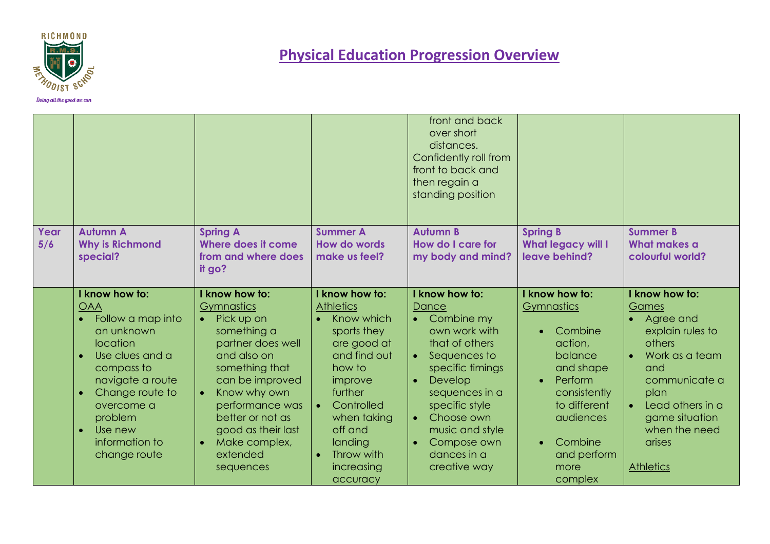# Physical Education Progression Overview

| | | | | | | |
|---|---|---|---|---|---|---|
| | | | | front and back over short distances.<br>Confidently roll from front to back and then regain a standing position | | |
| **Year 5/6** | **Autumn A**<br>**Why is Richmond special?** | **Spring A**<br>**Where does it come from and where does it go?** | **Summer A**<br>**How do words make us feel?** | **Autumn B**<br>**How do I care for my body and mind?** | **Spring B**<br>**What legacy will I leave behind?** | **Summer B**<br>**What makes a colourful world?** |
| | **I know how to:**<br>OAA<br>• Follow a map into an unknown location<br>• Use clues and a compass to navigate a route<br>• Change route to overcome a problem<br>• Use new information to change route | **I know how to:**<br>Gymnastics<br>• Pick up on something a partner does well and also on something that can be improved<br>• Know why own performance was better or not as good as their last<br>• Make complex, extended sequences | **I know how to:**<br>Athletics<br>• Know which sports they are good at and find out how to improve further<br>• Controlled when taking off and landing<br>• Throw with increasing accuracy | **I know how to:**<br>Dance<br>• Combine my own work with that of others<br>• Sequences to specific timings<br>• Develop sequences in a specific style<br>• Choose own music and style<br>• Compose own dances in a creative way | **I know how to:**<br>Gymnastics<br>• Combine action, balance and shape<br>• Perform consistently to different audiences<br>• Combine and perform more complex | **I know how to:**<br>Games<br>• Agree and explain rules to others<br>• Work as a team and communicate a plan<br>• Lead others in a game situation when the need arises<br><br>Athletics |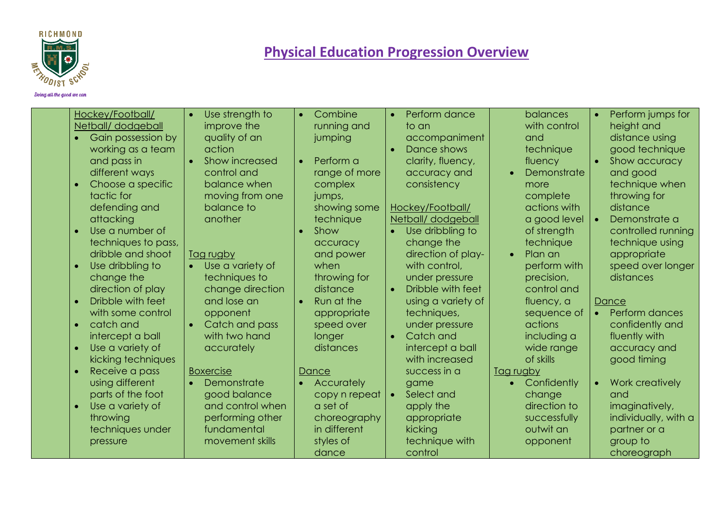# Physical Education Progression Overview

| | | | | | | |
|---|---|---|---|---|---|---|
| | Hockey/Football/ Netball/ dodgeball<br>• Gain possession by working as a team and pass in different ways<br>• Choose a specific tactic for defending and attacking<br>• Use a number of techniques to pass, dribble and shoot<br>• Use dribbling to change the direction of play<br>• Dribble with feet with some control<br>• catch and intercept a ball<br>• Use a variety of kicking techniques<br>• Receive a pass using different parts of the foot<br>• Use a variety of throwing techniques under pressure | • Use strength to improve the quality of an action<br>• Show increased control and balance when moving from one balance to another<br><br>Tag rugby<br>• Use a variety of techniques to change direction and lose an opponent<br>• Catch and pass with two hand accurately<br><br>Boxercise<br>• Demonstrate good balance and control when performing other fundamental movement skills | • Combine running and jumping<br>• Perform a range of more complex jumps, showing some technique<br>• Show accuracy and power when throwing for distance<br>• Run at the appropriate speed over longer distances<br><br>Dance<br>• Accurately copy n repeat a set of choreography in different styles of dance | • Perform dance to an accompaniment<br>• Dance shows clarity, fluency, accuracy and consistency<br><br>Hockey/Football/ Netball/ dodgeball<br>• Use dribbling to change the direction of play-with control, under pressure<br>• Dribble with feet using a variety of techniques, under pressure<br>• Catch and intercept a ball with increased success in a game<br>• Select and apply the appropriate kicking technique with control | balances with control and technique fluency<br>• Demonstrate more complete actions with a good level of strength technique<br>• Plan an perform with precision, control and fluency, a sequence of actions including a wide range of skills<br><br>Tag rugby<br>• Confidently change direction to successfully outwit an opponent | • Perform jumps for height and distance using good technique<br>• Show accuracy and good technique when throwing for distance<br>• Demonstrate a controlled running technique using appropriate speed over longer distances<br><br>Dance<br>• Perform dances confidently and fluently with accuracy and good timing<br>• Work creatively and imaginatively, individually, with a partner or a group to choreograph |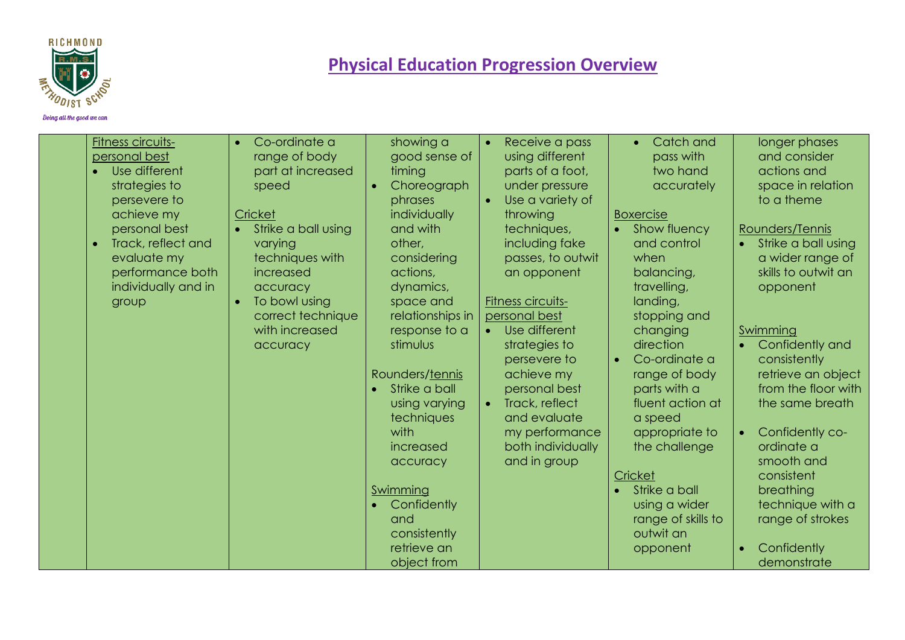# Physical Education Progression Overview

| | | | | | | |
|---|---|---|---|---|---|---|
| | Fitness circuits- personal best<br>• Use different strategies to persevere to achieve my personal best<br>• Track, reflect and evaluate my performance both individually and in group | • Co-ordinate a range of body part at increased speed<br><br>Cricket<br>• Strike a ball using varying techniques with increased accuracy<br>• To bowl using correct technique with increased accuracy | showing a good sense of timing<br>• Choreograph phrases individually and with other, considering actions, dynamics, space and relationships in response to a stimulus<br><br>Rounders/tennis<br>• Strike a ball using varying techniques with increased accuracy<br><br>Swimming<br>• Confidently and consistently retrieve an object from | • Receive a pass using different parts of a foot, under pressure<br>• Use a variety of throwing techniques, including fake passes, to outwit an opponent<br><br>Fitness circuits- personal best<br>• Use different strategies to persevere to achieve my personal best<br>• Track, reflect and evaluate my performance both individually and in group | • Catch and pass with two hand accurately<br><br>Boxercise<br>• Show fluency and control when balancing, travelling, landing, stopping and changing direction<br>• Co-ordinate a range of body parts with a fluent action at a speed appropriate to the challenge<br><br>Cricket<br>• Strike a ball using a wider range of skills to outwit an opponent | longer phases and consider actions and space in relation to a theme<br><br>Rounders/Tennis<br>• Strike a ball using a wider range of skills to outwit an opponent<br><br>Swimming<br>• Confidently and consistently retrieve an object from the floor with the same breath<br>• Confidently co-ordinate a smooth and consistent breathing technique with a range of strokes<br>• Confidently demonstrate |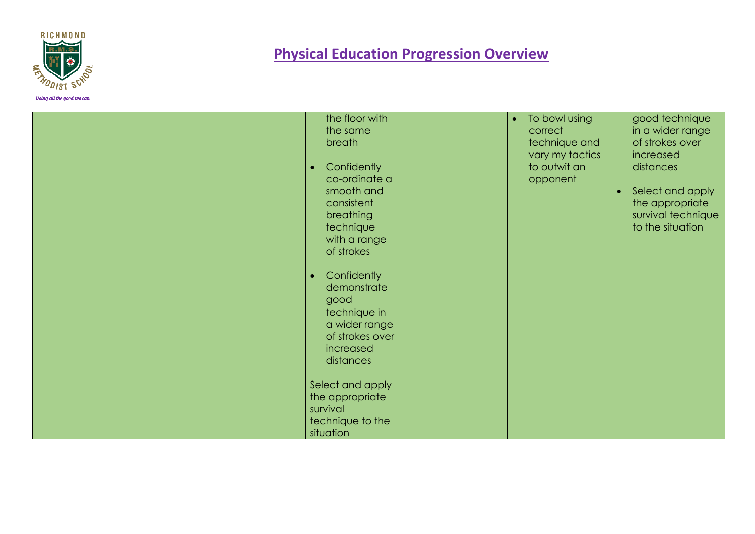# Physical Education Progression Overview

| | | | | | | |
|---|---|---|---|---|---|---|
| | | | the floor with the same breath<br><br>• Confidently co-ordinate a smooth and consistent breathing technique with a range of strokes<br><br>• Confidently demonstrate good technique in a wider range of strokes over increased distances<br><br>Select and apply the appropriate survival technique to the situation | | • To bowl using correct technique and vary my tactics to outwit an opponent | good technique in a wider range of strokes over increased distances<br><br>• Select and apply the appropriate survival technique to the situation |